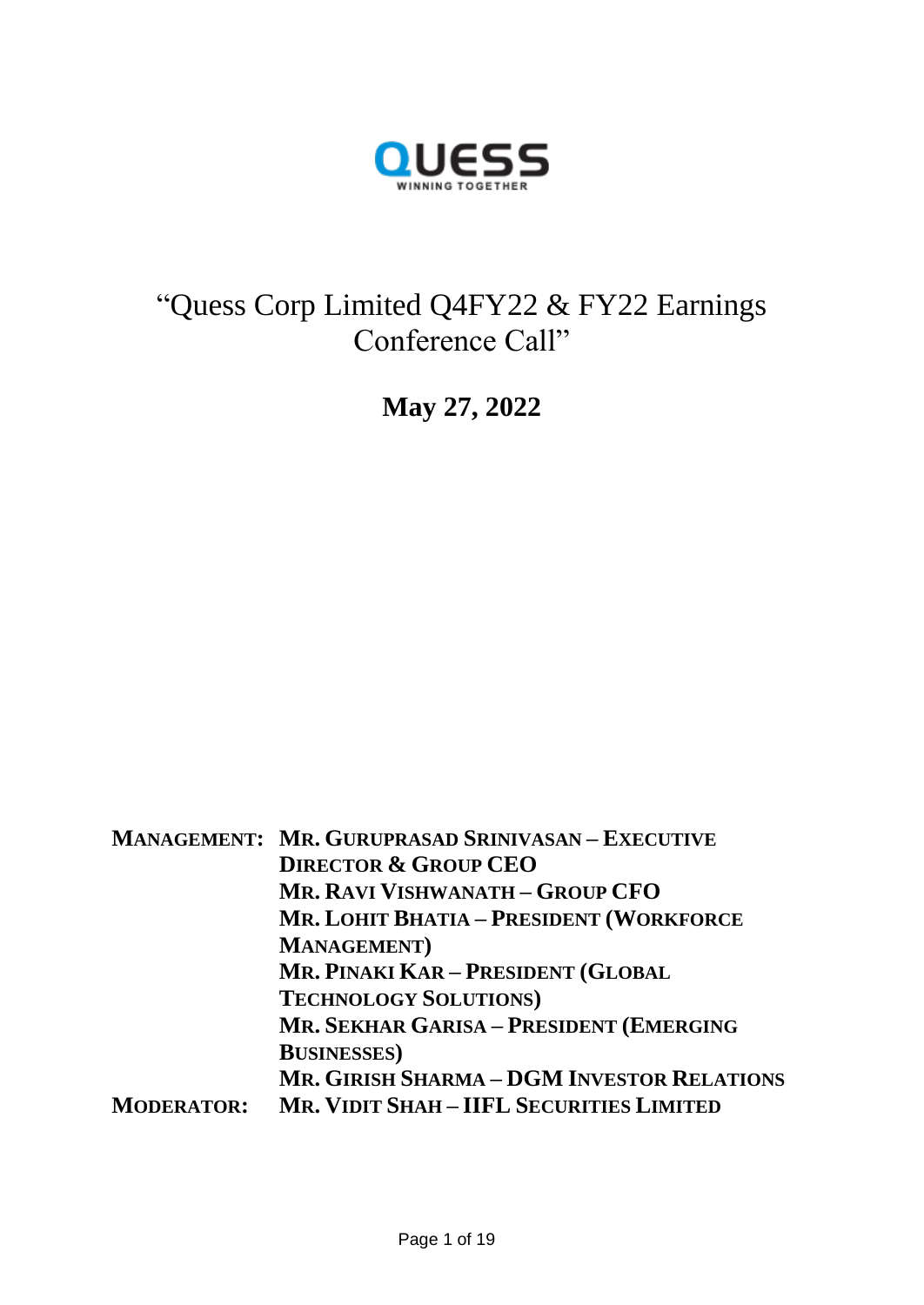QUESS
WINNING TOGETHER

# "Quess Corp Limited Q4FY22 & FY22 Earnings Conference Call"

## May 27, 2022

**MANAGEMENT:** **MR. GURUPRASAD SRINIVASAN – EXECUTIVE DIRECTOR & GROUP CEO**
**MR. RAVI VISHWANATH – GROUP CFO**
**MR. LOHIT BHATIA – PRESIDENT (WORKFORCE MANAGEMENT)**
**MR. PINAKI KAR – PRESIDENT (GLOBAL TECHNOLOGY SOLUTIONS)**
**MR. SEKHAR GARISA – PRESIDENT (EMERGING BUSINESSES)**
**MR. GIRISH SHARMA – DGM INVESTOR RELATIONS**

**MODERATOR:** **MR. VIDIT SHAH – IIFL SECURITIES LIMITED**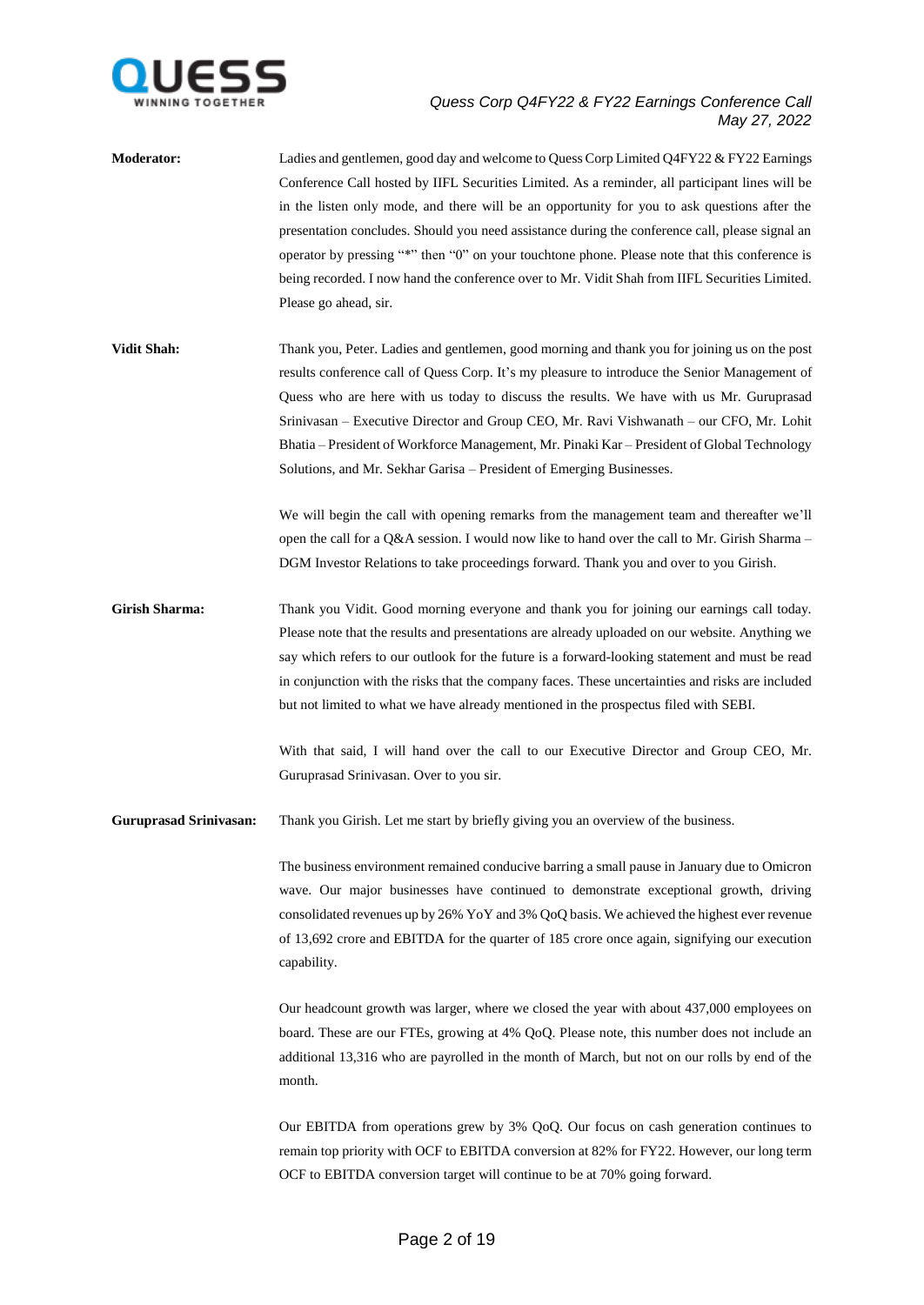**Moderator:** Ladies and gentlemen, good day and welcome to Quess Corp Limited Q4FY22 & FY22 Earnings Conference Call hosted by IIFL Securities Limited. As a reminder, all participant lines will be in the listen only mode, and there will be an opportunity for you to ask questions after the presentation concludes. Should you need assistance during the conference call, please signal an operator by pressing "*" then "0" on your touchtone phone. Please note that this conference is being recorded. I now hand the conference over to Mr. Vidit Shah from IIFL Securities Limited. Please go ahead, sir.

**Vidit Shah:** Thank you, Peter. Ladies and gentlemen, good morning and thank you for joining us on the post results conference call of Quess Corp. It's my pleasure to introduce the Senior Management of Quess who are here with us today to discuss the results. We have with us Mr. Guruprasad Srinivasan – Executive Director and Group CEO, Mr. Ravi Vishwanath – our CFO, Mr. Lohit Bhatia – President of Workforce Management, Mr. Pinaki Kar – President of Global Technology Solutions, and Mr. Sekhar Garisa – President of Emerging Businesses.

We will begin the call with opening remarks from the management team and thereafter we'll open the call for a Q&A session. I would now like to hand over the call to Mr. Girish Sharma – DGM Investor Relations to take proceedings forward. Thank you and over to you Girish.

**Girish Sharma:** Thank you Vidit. Good morning everyone and thank you for joining our earnings call today. Please note that the results and presentations are already uploaded on our website. Anything we say which refers to our outlook for the future is a forward-looking statement and must be read in conjunction with the risks that the company faces. These uncertainties and risks are included but not limited to what we have already mentioned in the prospectus filed with SEBI.

With that said, I will hand over the call to our Executive Director and Group CEO, Mr. Guruprasad Srinivasan. Over to you sir.

**Guruprasad Srinivasan:** Thank you Girish. Let me start by briefly giving you an overview of the business.

The business environment remained conducive barring a small pause in January due to Omicron wave. Our major businesses have continued to demonstrate exceptional growth, driving consolidated revenues up by 26% YoY and 3% QoQ basis. We achieved the highest ever revenue of 13,692 crore and EBITDA for the quarter of 185 crore once again, signifying our execution capability.

Our headcount growth was larger, where we closed the year with about 437,000 employees on board. These are our FTEs, growing at 4% QoQ. Please note, this number does not include an additional 13,316 who are payrolled in the month of March, but not on our rolls by end of the month.

Our EBITDA from operations grew by 3% QoQ. Our focus on cash generation continues to remain top priority with OCF to EBITDA conversion at 82% for FY22. However, our long term OCF to EBITDA conversion target will continue to be at 70% going forward.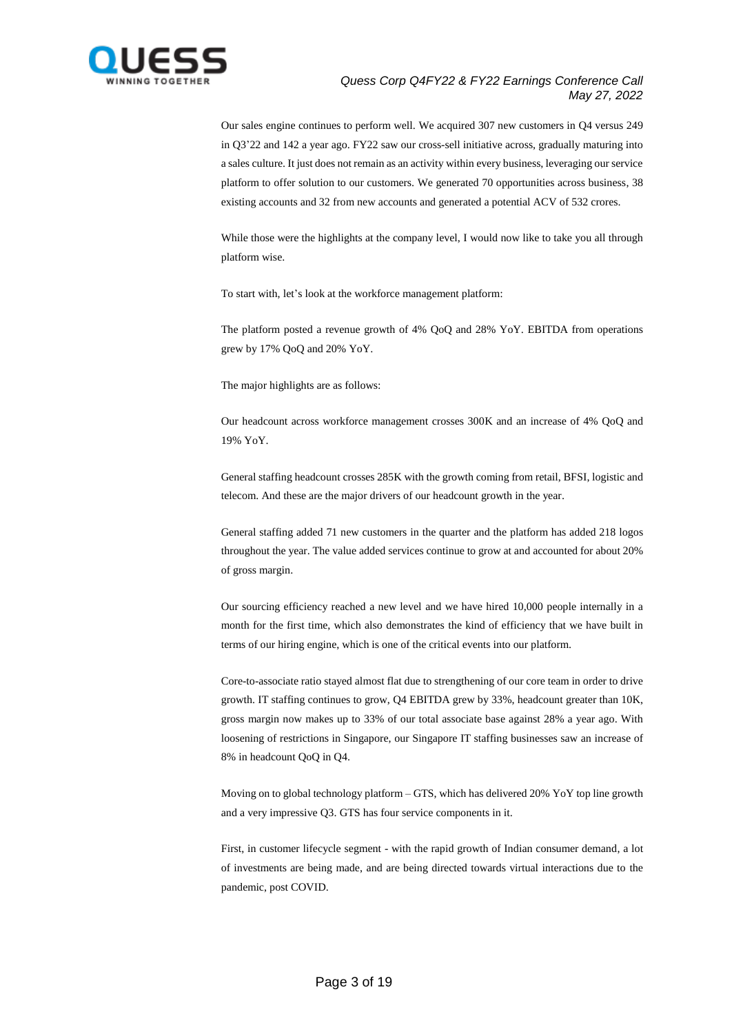Our sales engine continues to perform well. We acquired 307 new customers in Q4 versus 249 in Q3'22 and 142 a year ago. FY22 saw our cross-sell initiative across, gradually maturing into a sales culture. It just does not remain as an activity within every business, leveraging our service platform to offer solution to our customers. We generated 70 opportunities across business, 38 existing accounts and 32 from new accounts and generated a potential ACV of 532 crores.

While those were the highlights at the company level, I would now like to take you all through platform wise.

To start with, let's look at the workforce management platform:

The platform posted a revenue growth of 4% QoQ and 28% YoY. EBITDA from operations grew by 17% QoQ and 20% YoY.

The major highlights are as follows:

Our headcount across workforce management crosses 300K and an increase of 4% QoQ and 19% YoY.

General staffing headcount crosses 285K with the growth coming from retail, BFSI, logistic and telecom. And these are the major drivers of our headcount growth in the year.

General staffing added 71 new customers in the quarter and the platform has added 218 logos throughout the year. The value added services continue to grow at and accounted for about 20% of gross margin.

Our sourcing efficiency reached a new level and we have hired 10,000 people internally in a month for the first time, which also demonstrates the kind of efficiency that we have built in terms of our hiring engine, which is one of the critical events into our platform.

Core-to-associate ratio stayed almost flat due to strengthening of our core team in order to drive growth. IT staffing continues to grow, Q4 EBITDA grew by 33%, headcount greater than 10K, gross margin now makes up to 33% of our total associate base against 28% a year ago. With loosening of restrictions in Singapore, our Singapore IT staffing businesses saw an increase of 8% in headcount QoQ in Q4.

Moving on to global technology platform – GTS, which has delivered 20% YoY top line growth and a very impressive Q3. GTS has four service components in it.

First, in customer lifecycle segment - with the rapid growth of Indian consumer demand, a lot of investments are being made, and are being directed towards virtual interactions due to the pandemic, post COVID.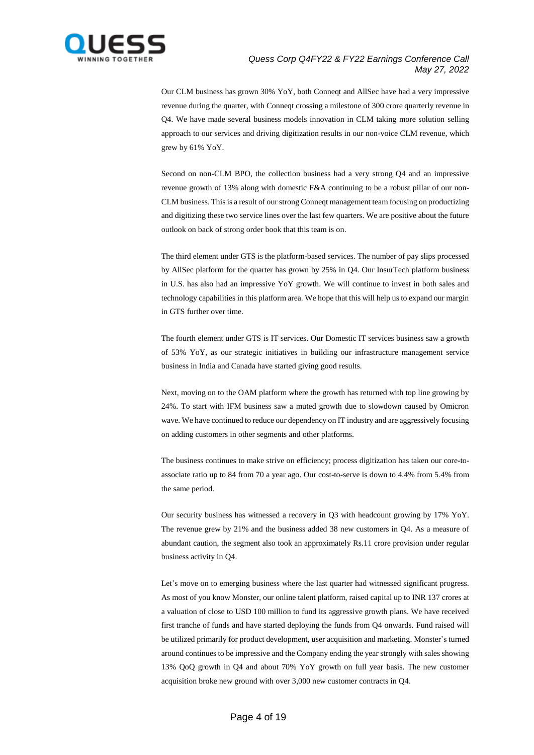Our CLM business has grown 30% YoY, both Conneqt and AllSec have had a very impressive revenue during the quarter, with Conneqt crossing a milestone of 300 crore quarterly revenue in Q4. We have made several business models innovation in CLM taking more solution selling approach to our services and driving digitization results in our non-voice CLM revenue, which grew by 61% YoY.

Second on non-CLM BPO, the collection business had a very strong Q4 and an impressive revenue growth of 13% along with domestic F&A continuing to be a robust pillar of our non-CLM business. This is a result of our strong Conneqt management team focusing on productizing and digitizing these two service lines over the last few quarters. We are positive about the future outlook on back of strong order book that this team is on.

The third element under GTS is the platform-based services. The number of pay slips processed by AllSec platform for the quarter has grown by 25% in Q4. Our InsurTech platform business in U.S. has also had an impressive YoY growth. We will continue to invest in both sales and technology capabilities in this platform area. We hope that this will help us to expand our margin in GTS further over time.

The fourth element under GTS is IT services. Our Domestic IT services business saw a growth of 53% YoY, as our strategic initiatives in building our infrastructure management service business in India and Canada have started giving good results.

Next, moving on to the OAM platform where the growth has returned with top line growing by 24%. To start with IFM business saw a muted growth due to slowdown caused by Omicron wave. We have continued to reduce our dependency on IT industry and are aggressively focusing on adding customers in other segments and other platforms.

The business continues to make strive on efficiency; process digitization has taken our core-to-associate ratio up to 84 from 70 a year ago. Our cost-to-serve is down to 4.4% from 5.4% from the same period.

Our security business has witnessed a recovery in Q3 with headcount growing by 17% YoY. The revenue grew by 21% and the business added 38 new customers in Q4. As a measure of abundant caution, the segment also took an approximately Rs.11 crore provision under regular business activity in Q4.

Let's move on to emerging business where the last quarter had witnessed significant progress. As most of you know Monster, our online talent platform, raised capital up to INR 137 crores at a valuation of close to USD 100 million to fund its aggressive growth plans. We have received first tranche of funds and have started deploying the funds from Q4 onwards. Fund raised will be utilized primarily for product development, user acquisition and marketing. Monster's turned around continues to be impressive and the Company ending the year strongly with sales showing 13% QoQ growth in Q4 and about 70% YoY growth on full year basis. The new customer acquisition broke new ground with over 3,000 new customer contracts in Q4.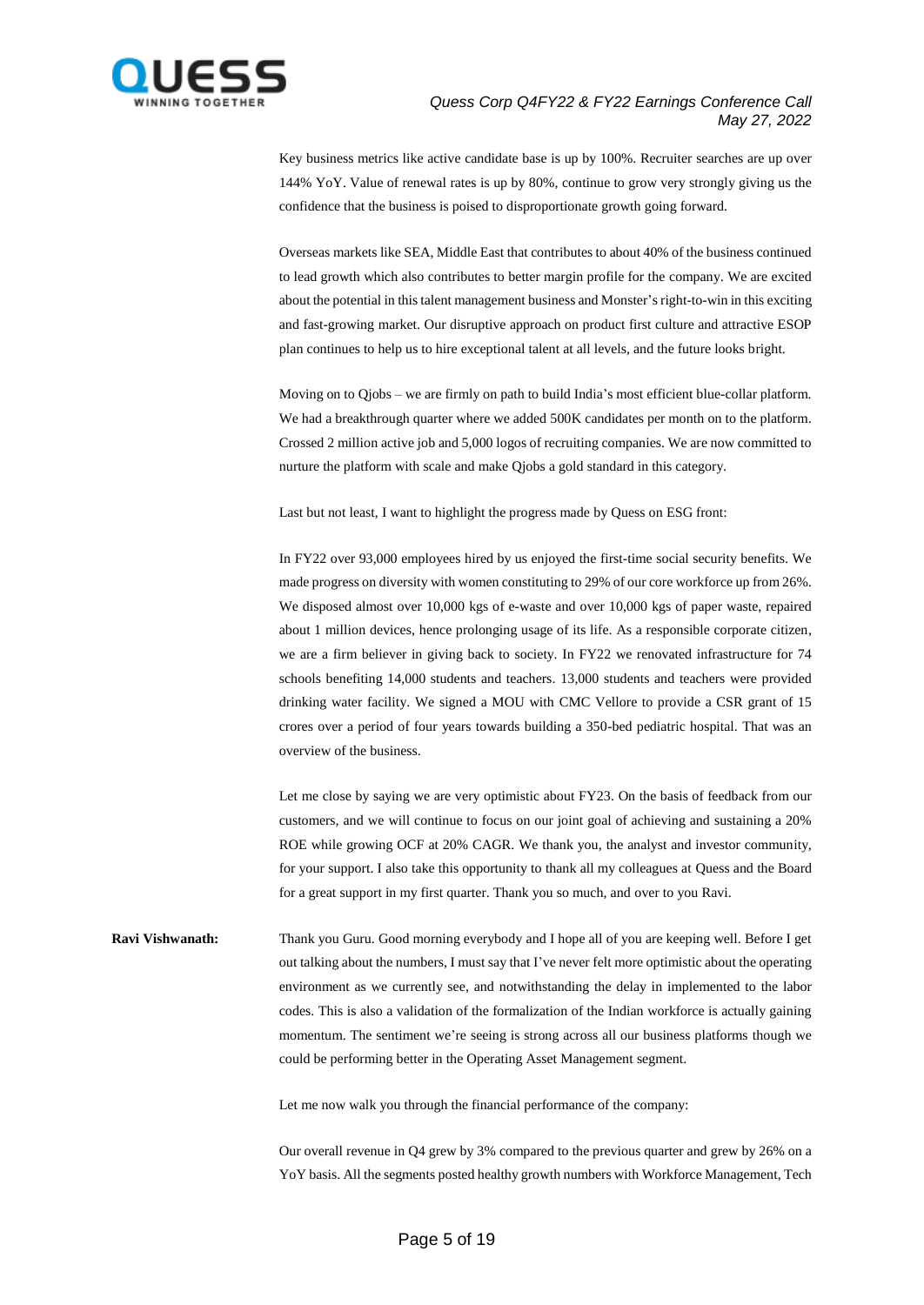Key business metrics like active candidate base is up by 100%. Recruiter searches are up over 144% YoY. Value of renewal rates is up by 80%, continue to grow very strongly giving us the confidence that the business is poised to disproportionate growth going forward.

Overseas markets like SEA, Middle East that contributes to about 40% of the business continued to lead growth which also contributes to better margin profile for the company. We are excited about the potential in this talent management business and Monster's right-to-win in this exciting and fast-growing market. Our disruptive approach on product first culture and attractive ESOP plan continues to help us to hire exceptional talent at all levels, and the future looks bright.

Moving on to Qjobs – we are firmly on path to build India's most efficient blue-collar platform. We had a breakthrough quarter where we added 500K candidates per month on to the platform. Crossed 2 million active job and 5,000 logos of recruiting companies. We are now committed to nurture the platform with scale and make Qjobs a gold standard in this category.

Last but not least, I want to highlight the progress made by Quess on ESG front:

In FY22 over 93,000 employees hired by us enjoyed the first-time social security benefits. We made progress on diversity with women constituting to 29% of our core workforce up from 26%. We disposed almost over 10,000 kgs of e-waste and over 10,000 kgs of paper waste, repaired about 1 million devices, hence prolonging usage of its life. As a responsible corporate citizen, we are a firm believer in giving back to society. In FY22 we renovated infrastructure for 74 schools benefiting 14,000 students and teachers. 13,000 students and teachers were provided drinking water facility. We signed a MOU with CMC Vellore to provide a CSR grant of 15 crores over a period of four years towards building a 350-bed pediatric hospital. That was an overview of the business.

Let me close by saying we are very optimistic about FY23. On the basis of feedback from our customers, and we will continue to focus on our joint goal of achieving and sustaining a 20% ROE while growing OCF at 20% CAGR. We thank you, the analyst and investor community, for your support. I also take this opportunity to thank all my colleagues at Quess and the Board for a great support in my first quarter. Thank you so much, and over to you Ravi.

**Ravi Vishwanath:** Thank you Guru. Good morning everybody and I hope all of you are keeping well. Before I get out talking about the numbers, I must say that I've never felt more optimistic about the operating environment as we currently see, and notwithstanding the delay in implemented to the labor codes. This is also a validation of the formalization of the Indian workforce is actually gaining momentum. The sentiment we're seeing is strong across all our business platforms though we could be performing better in the Operating Asset Management segment.

Let me now walk you through the financial performance of the company:

Our overall revenue in Q4 grew by 3% compared to the previous quarter and grew by 26% on a YoY basis. All the segments posted healthy growth numbers with Workforce Management, Tech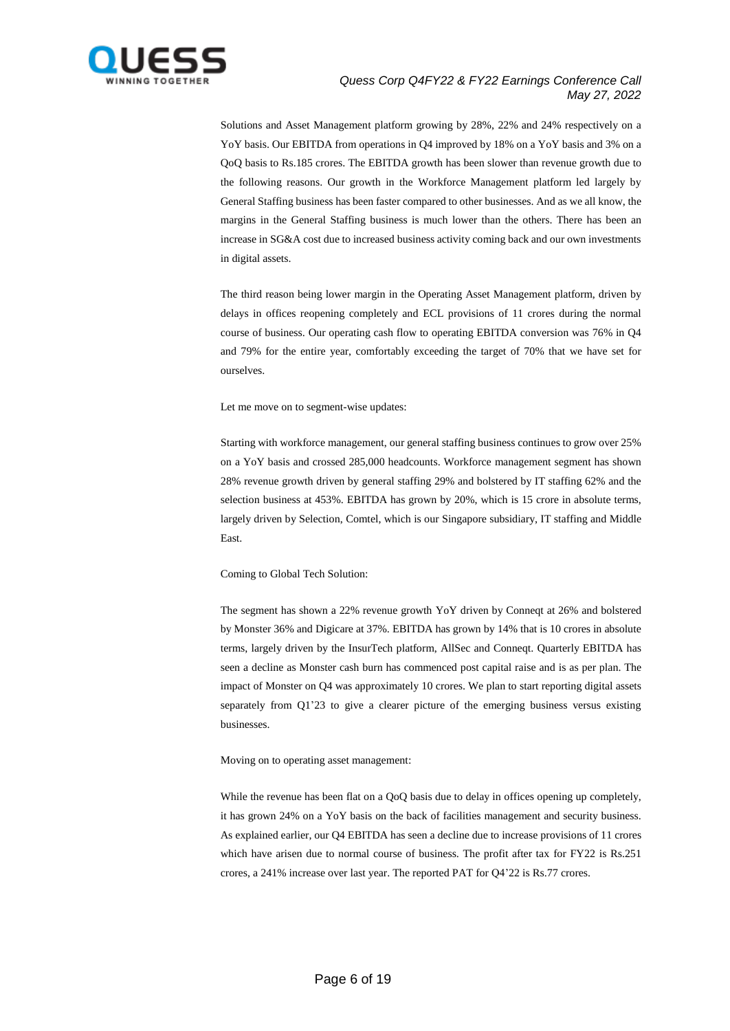Solutions and Asset Management platform growing by 28%, 22% and 24% respectively on a YoY basis. Our EBITDA from operations in Q4 improved by 18% on a YoY basis and 3% on a QoQ basis to Rs.185 crores. The EBITDA growth has been slower than revenue growth due to the following reasons. Our growth in the Workforce Management platform led largely by General Staffing business has been faster compared to other businesses. And as we all know, the margins in the General Staffing business is much lower than the others. There has been an increase in SG&A cost due to increased business activity coming back and our own investments in digital assets.

The third reason being lower margin in the Operating Asset Management platform, driven by delays in offices reopening completely and ECL provisions of 11 crores during the normal course of business. Our operating cash flow to operating EBITDA conversion was 76% in Q4 and 79% for the entire year, comfortably exceeding the target of 70% that we have set for ourselves.

Let me move on to segment-wise updates:

Starting with workforce management, our general staffing business continues to grow over 25% on a YoY basis and crossed 285,000 headcounts. Workforce management segment has shown 28% revenue growth driven by general staffing 29% and bolstered by IT staffing 62% and the selection business at 453%. EBITDA has grown by 20%, which is 15 crore in absolute terms, largely driven by Selection, Comtel, which is our Singapore subsidiary, IT staffing and Middle East.

Coming to Global Tech Solution:

The segment has shown a 22% revenue growth YoY driven by Conneqt at 26% and bolstered by Monster 36% and Digicare at 37%. EBITDA has grown by 14% that is 10 crores in absolute terms, largely driven by the InsurTech platform, AllSec and Conneqt. Quarterly EBITDA has seen a decline as Monster cash burn has commenced post capital raise and is as per plan. The impact of Monster on Q4 was approximately 10 crores. We plan to start reporting digital assets separately from Q1'23 to give a clearer picture of the emerging business versus existing businesses.

Moving on to operating asset management:

While the revenue has been flat on a QoQ basis due to delay in offices opening up completely, it has grown 24% on a YoY basis on the back of facilities management and security business. As explained earlier, our Q4 EBITDA has seen a decline due to increase provisions of 11 crores which have arisen due to normal course of business. The profit after tax for FY22 is Rs.251 crores, a 241% increase over last year. The reported PAT for Q4'22 is Rs.77 crores.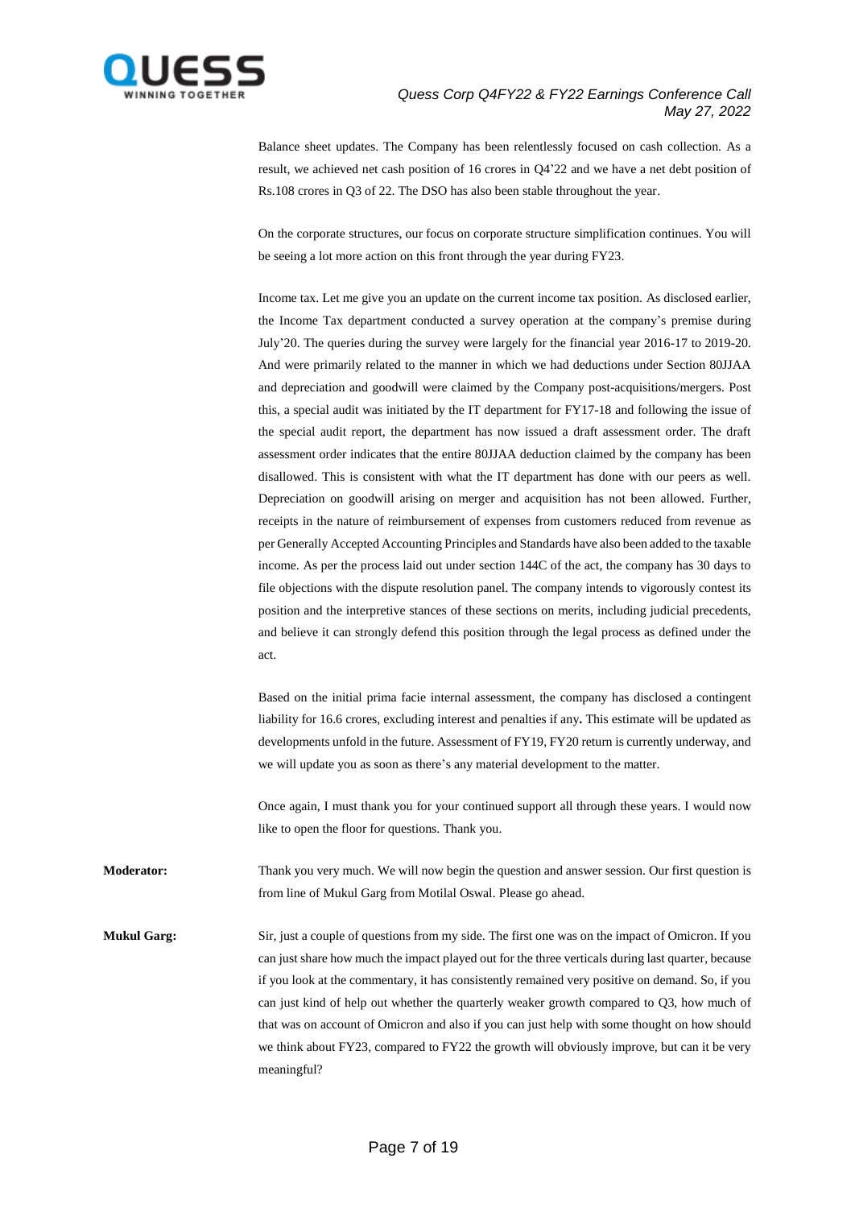Balance sheet updates. The Company has been relentlessly focused on cash collection. As a result, we achieved net cash position of 16 crores in Q4'22 and we have a net debt position of Rs.108 crores in Q3 of 22. The DSO has also been stable throughout the year.

On the corporate structures, our focus on corporate structure simplification continues. You will be seeing a lot more action on this front through the year during FY23.

Income tax. Let me give you an update on the current income tax position. As disclosed earlier, the Income Tax department conducted a survey operation at the company's premise during July'20. The queries during the survey were largely for the financial year 2016-17 to 2019-20. And were primarily related to the manner in which we had deductions under Section 80JJAA and depreciation and goodwill were claimed by the Company post-acquisitions/mergers. Post this, a special audit was initiated by the IT department for FY17-18 and following the issue of the special audit report, the department has now issued a draft assessment order. The draft assessment order indicates that the entire 80JJAA deduction claimed by the company has been disallowed. This is consistent with what the IT department has done with our peers as well. Depreciation on goodwill arising on merger and acquisition has not been allowed. Further, receipts in the nature of reimbursement of expenses from customers reduced from revenue as per Generally Accepted Accounting Principles and Standards have also been added to the taxable income. As per the process laid out under section 144C of the act, the company has 30 days to file objections with the dispute resolution panel. The company intends to vigorously contest its position and the interpretive stances of these sections on merits, including judicial precedents, and believe it can strongly defend this position through the legal process as defined under the act.

Based on the initial prima facie internal assessment, the company has disclosed a contingent liability for 16.6 crores, excluding interest and penalties if any**.** This estimate will be updated as developments unfold in the future. Assessment of FY19, FY20 return is currently underway, and we will update you as soon as there's any material development to the matter.

Once again, I must thank you for your continued support all through these years. I would now like to open the floor for questions. Thank you.

**Moderator:** Thank you very much. We will now begin the question and answer session. Our first question is from line of Mukul Garg from Motilal Oswal. Please go ahead.

**Mukul Garg:** Sir, just a couple of questions from my side. The first one was on the impact of Omicron. If you can just share how much the impact played out for the three verticals during last quarter, because if you look at the commentary, it has consistently remained very positive on demand. So, if you can just kind of help out whether the quarterly weaker growth compared to Q3, how much of that was on account of Omicron and also if you can just help with some thought on how should we think about FY23, compared to FY22 the growth will obviously improve, but can it be very meaningful?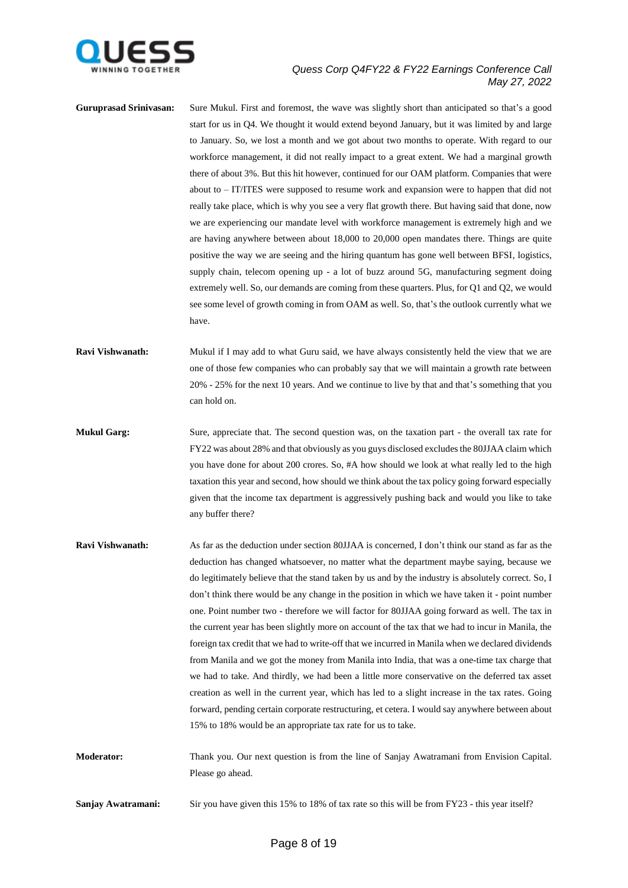**Guruprasad Srinivasan:** Sure Mukul. First and foremost, the wave was slightly short than anticipated so that's a good start for us in Q4. We thought it would extend beyond January, but it was limited by and large to January. So, we lost a month and we got about two months to operate. With regard to our workforce management, it did not really impact to a great extent. We had a marginal growth there of about 3%. But this hit however, continued for our OAM platform. Companies that were about to – IT/ITES were supposed to resume work and expansion were to happen that did not really take place, which is why you see a very flat growth there. But having said that done, now we are experiencing our mandate level with workforce management is extremely high and we are having anywhere between about 18,000 to 20,000 open mandates there. Things are quite positive the way we are seeing and the hiring quantum has gone well between BFSI, logistics, supply chain, telecom opening up - a lot of buzz around 5G, manufacturing segment doing extremely well. So, our demands are coming from these quarters. Plus, for Q1 and Q2, we would see some level of growth coming in from OAM as well. So, that's the outlook currently what we have.

**Ravi Vishwanath:** Mukul if I may add to what Guru said, we have always consistently held the view that we are one of those few companies who can probably say that we will maintain a growth rate between 20% - 25% for the next 10 years. And we continue to live by that and that's something that you can hold on.

**Mukul Garg:** Sure, appreciate that. The second question was, on the taxation part - the overall tax rate for FY22 was about 28% and that obviously as you guys disclosed excludes the 80JJAA claim which you have done for about 200 crores. So, #A how should we look at what really led to the high taxation this year and second, how should we think about the tax policy going forward especially given that the income tax department is aggressively pushing back and would you like to take any buffer there?

**Ravi Vishwanath:** As far as the deduction under section 80JJAA is concerned, I don't think our stand as far as the deduction has changed whatsoever, no matter what the department maybe saying, because we do legitimately believe that the stand taken by us and by the industry is absolutely correct. So, I don't think there would be any change in the position in which we have taken it - point number one. Point number two - therefore we will factor for 80JJAA going forward as well. The tax in the current year has been slightly more on account of the tax that we had to incur in Manila, the foreign tax credit that we had to write-off that we incurred in Manila when we declared dividends from Manila and we got the money from Manila into India, that was a one-time tax charge that we had to take. And thirdly, we had been a little more conservative on the deferred tax asset creation as well in the current year, which has led to a slight increase in the tax rates. Going forward, pending certain corporate restructuring, et cetera. I would say anywhere between about 15% to 18% would be an appropriate tax rate for us to take.

**Moderator:** Thank you. Our next question is from the line of Sanjay Awatramani from Envision Capital. Please go ahead.

**Sanjay Awatramani:** Sir you have given this 15% to 18% of tax rate so this will be from FY23 - this year itself?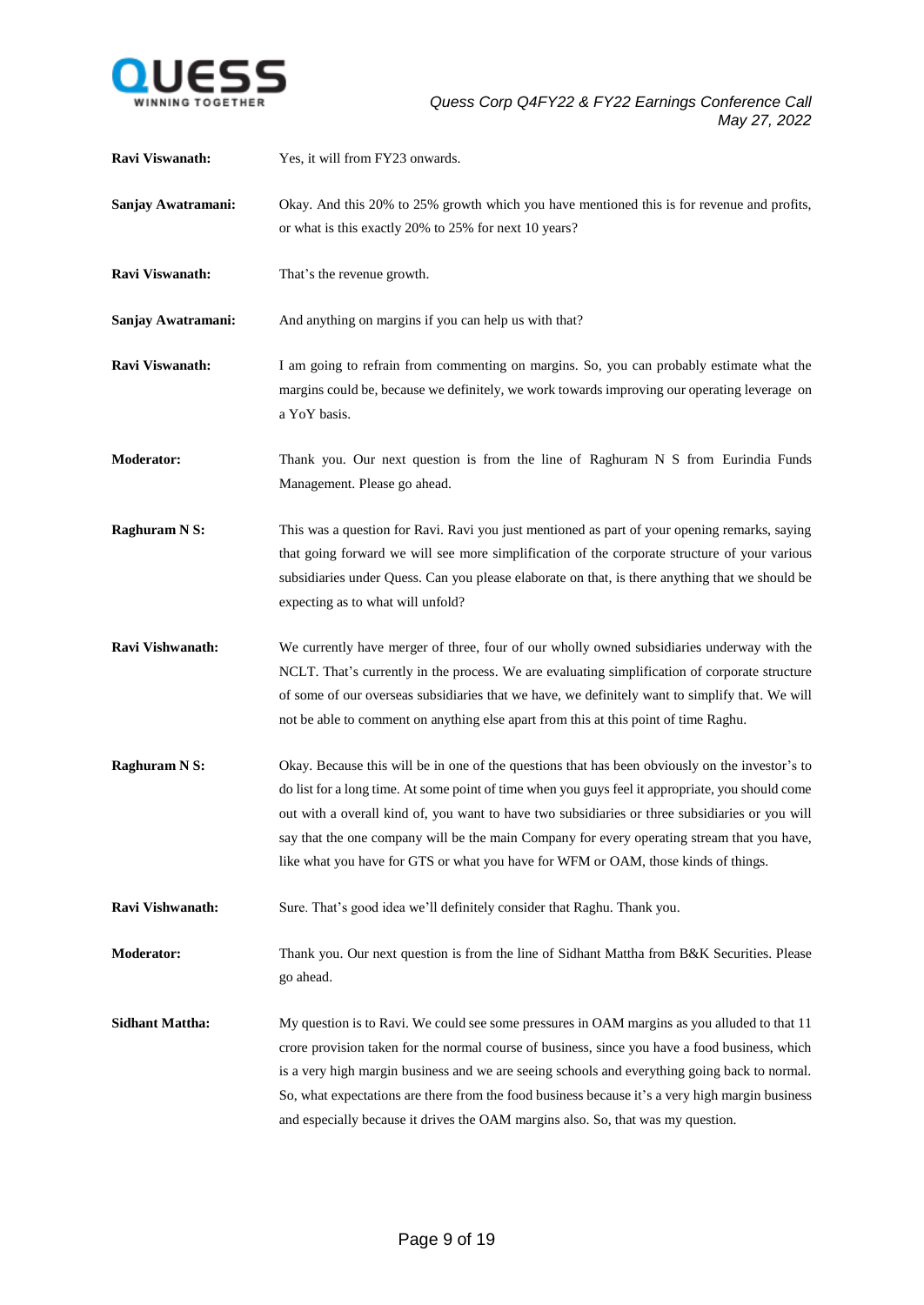**Ravi Viswanath:** Yes, it will from FY23 onwards.

**Sanjay Awatramani:** Okay. And this 20% to 25% growth which you have mentioned this is for revenue and profits, or what is this exactly 20% to 25% for next 10 years?

**Ravi Viswanath:** That's the revenue growth.

**Sanjay Awatramani:** And anything on margins if you can help us with that?

**Ravi Viswanath:** I am going to refrain from commenting on margins. So, you can probably estimate what the margins could be, because we definitely, we work towards improving our operating leverage on a YoY basis.

**Moderator:** Thank you. Our next question is from the line of Raghuram N S from Eurindia Funds Management. Please go ahead.

**Raghuram N S:** This was a question for Ravi. Ravi you just mentioned as part of your opening remarks, saying that going forward we will see more simplification of the corporate structure of your various subsidiaries under Quess. Can you please elaborate on that, is there anything that we should be expecting as to what will unfold?

**Ravi Vishwanath:** We currently have merger of three, four of our wholly owned subsidiaries underway with the NCLT. That's currently in the process. We are evaluating simplification of corporate structure of some of our overseas subsidiaries that we have, we definitely want to simplify that. We will not be able to comment on anything else apart from this at this point of time Raghu.

**Raghuram N S:** Okay. Because this will be in one of the questions that has been obviously on the investor's to do list for a long time. At some point of time when you guys feel it appropriate, you should come out with a overall kind of, you want to have two subsidiaries or three subsidiaries or you will say that the one company will be the main Company for every operating stream that you have, like what you have for GTS or what you have for WFM or OAM, those kinds of things.

**Ravi Vishwanath:** Sure. That's good idea we'll definitely consider that Raghu. Thank you.

**Moderator:** Thank you. Our next question is from the line of Sidhant Mattha from B&K Securities. Please go ahead.

**Sidhant Mattha:** My question is to Ravi. We could see some pressures in OAM margins as you alluded to that 11 crore provision taken for the normal course of business, since you have a food business, which is a very high margin business and we are seeing schools and everything going back to normal. So, what expectations are there from the food business because it's a very high margin business and especially because it drives the OAM margins also. So, that was my question.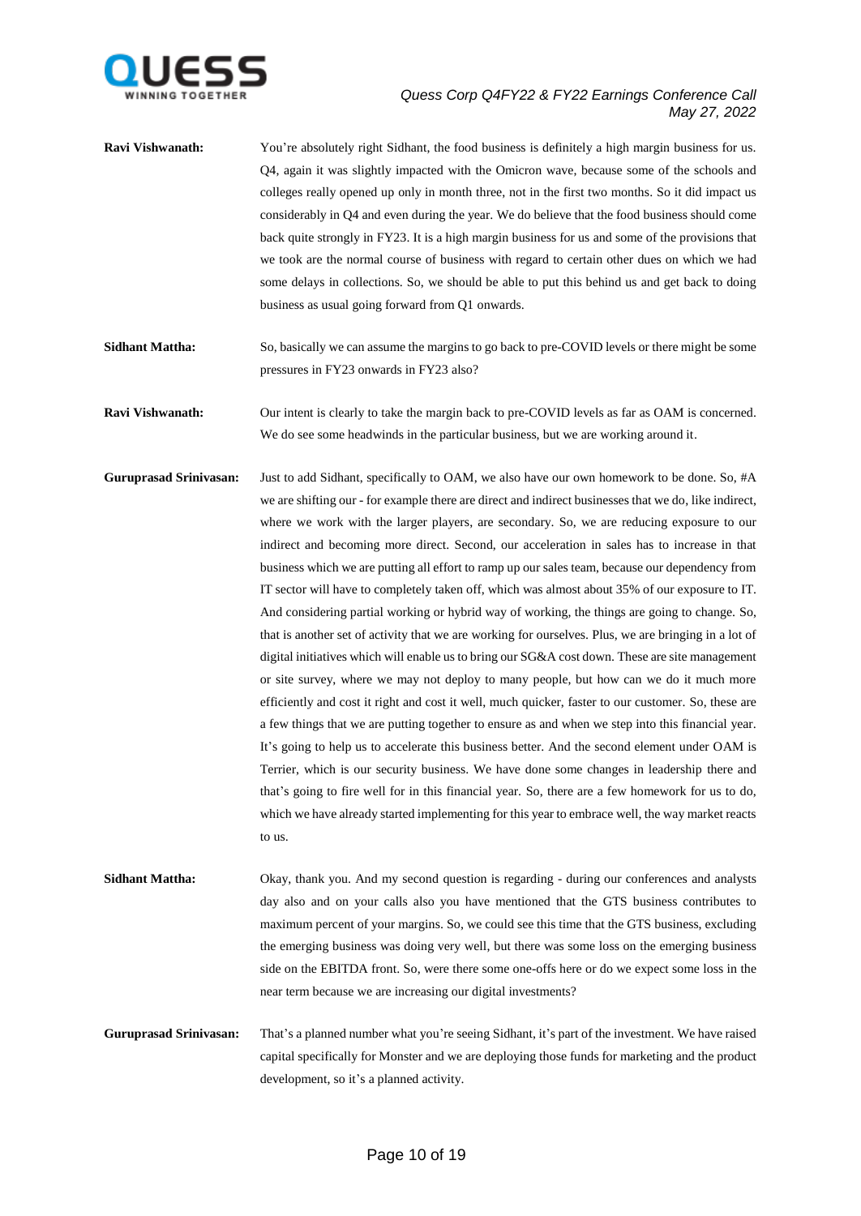**Ravi Vishwanath:** You're absolutely right Sidhant, the food business is definitely a high margin business for us. Q4, again it was slightly impacted with the Omicron wave, because some of the schools and colleges really opened up only in month three, not in the first two months. So it did impact us considerably in Q4 and even during the year. We do believe that the food business should come back quite strongly in FY23. It is a high margin business for us and some of the provisions that we took are the normal course of business with regard to certain other dues on which we had some delays in collections. So, we should be able to put this behind us and get back to doing business as usual going forward from Q1 onwards.

**Sidhant Mattha:** So, basically we can assume the margins to go back to pre-COVID levels or there might be some pressures in FY23 onwards in FY23 also?

**Ravi Vishwanath:** Our intent is clearly to take the margin back to pre-COVID levels as far as OAM is concerned. We do see some headwinds in the particular business, but we are working around it.

**Guruprasad Srinivasan:** Just to add Sidhant, specifically to OAM, we also have our own homework to be done. So, #A we are shifting our - for example there are direct and indirect businesses that we do, like indirect, where we work with the larger players, are secondary. So, we are reducing exposure to our indirect and becoming more direct. Second, our acceleration in sales has to increase in that business which we are putting all effort to ramp up our sales team, because our dependency from IT sector will have to completely taken off, which was almost about 35% of our exposure to IT. And considering partial working or hybrid way of working, the things are going to change. So, that is another set of activity that we are working for ourselves. Plus, we are bringing in a lot of digital initiatives which will enable us to bring our SG&A cost down. These are site management or site survey, where we may not deploy to many people, but how can we do it much more efficiently and cost it right and cost it well, much quicker, faster to our customer. So, these are a few things that we are putting together to ensure as and when we step into this financial year. It's going to help us to accelerate this business better. And the second element under OAM is Terrier, which is our security business. We have done some changes in leadership there and that's going to fire well for in this financial year. So, there are a few homework for us to do, which we have already started implementing for this year to embrace well, the way market reacts to us.

**Sidhant Mattha:** Okay, thank you. And my second question is regarding - during our conferences and analysts day also and on your calls also you have mentioned that the GTS business contributes to maximum percent of your margins. So, we could see this time that the GTS business, excluding the emerging business was doing very well, but there was some loss on the emerging business side on the EBITDA front. So, were there some one-offs here or do we expect some loss in the near term because we are increasing our digital investments?

**Guruprasad Srinivasan:** That's a planned number what you're seeing Sidhant, it's part of the investment. We have raised capital specifically for Monster and we are deploying those funds for marketing and the product development, so it's a planned activity.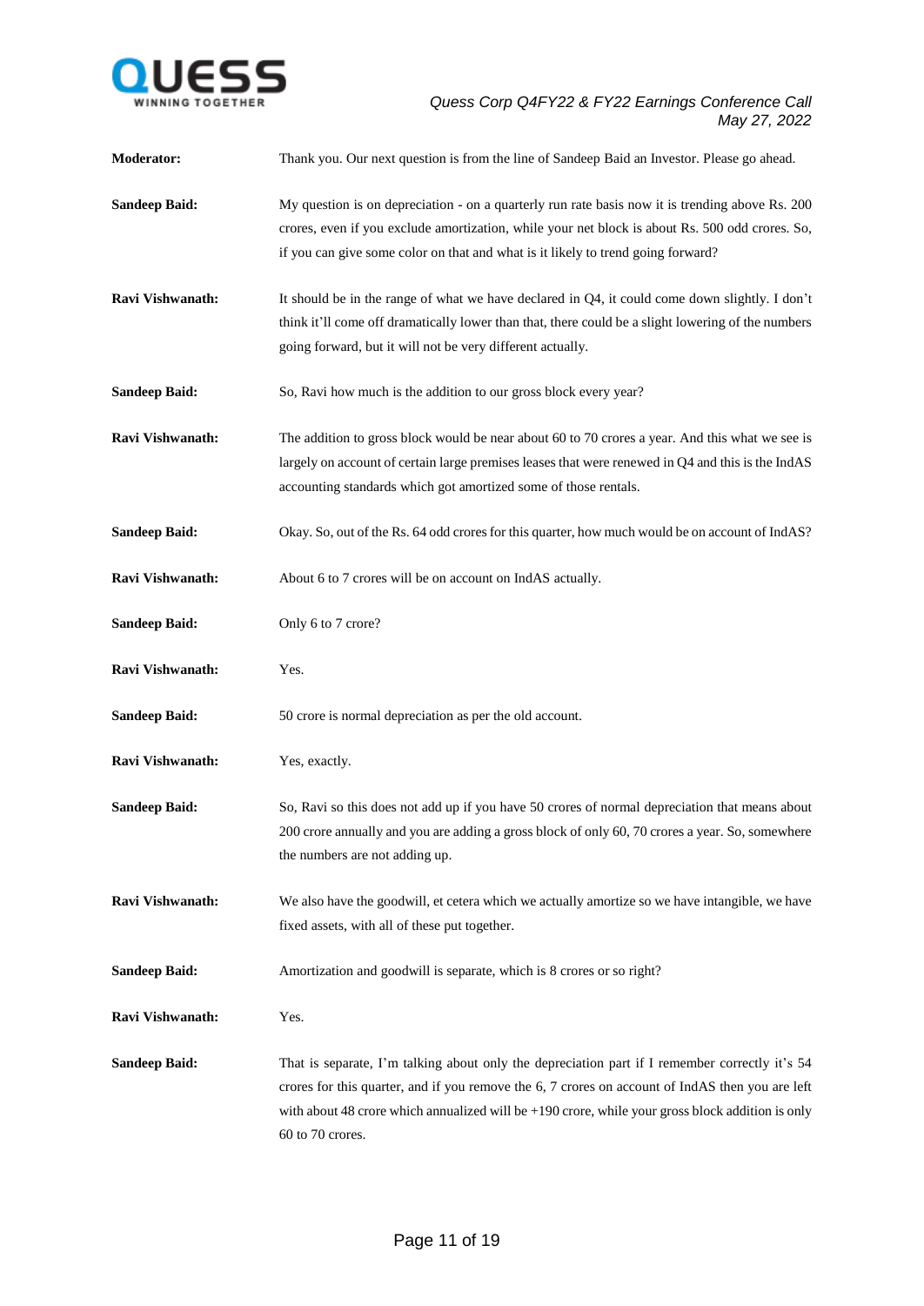**Moderator:** Thank you. Our next question is from the line of Sandeep Baid an Investor. Please go ahead.

**Sandeep Baid:** My question is on depreciation - on a quarterly run rate basis now it is trending above Rs. 200 crores, even if you exclude amortization, while your net block is about Rs. 500 odd crores. So, if you can give some color on that and what is it likely to trend going forward?

**Ravi Vishwanath:** It should be in the range of what we have declared in Q4, it could come down slightly. I don't think it'll come off dramatically lower than that, there could be a slight lowering of the numbers going forward, but it will not be very different actually.

**Sandeep Baid:** So, Ravi how much is the addition to our gross block every year?

**Ravi Vishwanath:** The addition to gross block would be near about 60 to 70 crores a year. And this what we see is largely on account of certain large premises leases that were renewed in Q4 and this is the IndAS accounting standards which got amortized some of those rentals.

**Sandeep Baid:** Okay. So, out of the Rs. 64 odd crores for this quarter, how much would be on account of IndAS?

**Ravi Vishwanath:** About 6 to 7 crores will be on account on IndAS actually.

**Sandeep Baid:** Only 6 to 7 crore?

**Ravi Vishwanath:** Yes.

**Sandeep Baid:** 50 crore is normal depreciation as per the old account.

**Ravi Vishwanath:** Yes, exactly.

**Sandeep Baid:** So, Ravi so this does not add up if you have 50 crores of normal depreciation that means about 200 crore annually and you are adding a gross block of only 60, 70 crores a year. So, somewhere the numbers are not adding up.

**Ravi Vishwanath:** We also have the goodwill, et cetera which we actually amortize so we have intangible, we have fixed assets, with all of these put together.

**Sandeep Baid:** Amortization and goodwill is separate, which is 8 crores or so right?

**Ravi Vishwanath:** Yes.

**Sandeep Baid:** That is separate, I'm talking about only the depreciation part if I remember correctly it's 54 crores for this quarter, and if you remove the 6, 7 crores on account of IndAS then you are left with about 48 crore which annualized will be +190 crore, while your gross block addition is only 60 to 70 crores.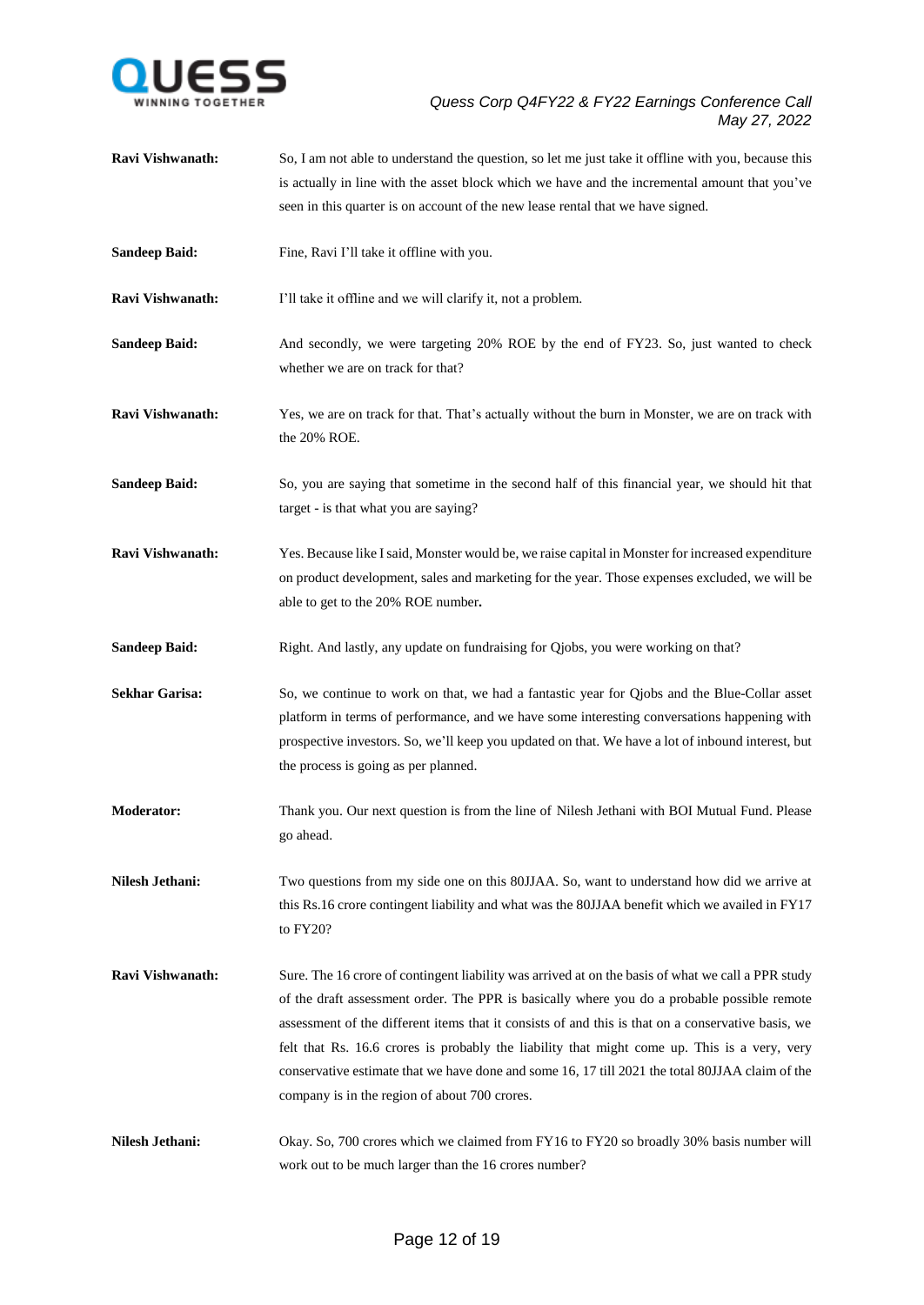**Ravi Vishwanath:** So, I am not able to understand the question, so let me just take it offline with you, because this is actually in line with the asset block which we have and the incremental amount that you've seen in this quarter is on account of the new lease rental that we have signed.

**Sandeep Baid:** Fine, Ravi I'll take it offline with you.

**Ravi Vishwanath:** I'll take it offline and we will clarify it, not a problem.

**Sandeep Baid:** And secondly, we were targeting 20% ROE by the end of FY23. So, just wanted to check whether we are on track for that?

**Ravi Vishwanath:** Yes, we are on track for that. That's actually without the burn in Monster, we are on track with the 20% ROE.

**Sandeep Baid:** So, you are saying that sometime in the second half of this financial year, we should hit that target - is that what you are saying?

**Ravi Vishwanath:** Yes. Because like I said, Monster would be, we raise capital in Monster for increased expenditure on product development, sales and marketing for the year. Those expenses excluded, we will be able to get to the 20% ROE number**.**

**Sandeep Baid:** Right. And lastly, any update on fundraising for Qjobs, you were working on that?

**Sekhar Garisa:** So, we continue to work on that, we had a fantastic year for Qjobs and the Blue-Collar asset platform in terms of performance, and we have some interesting conversations happening with prospective investors. So, we'll keep you updated on that. We have a lot of inbound interest, but the process is going as per planned.

**Moderator:** Thank you. Our next question is from the line of Nilesh Jethani with BOI Mutual Fund. Please go ahead.

**Nilesh Jethani:** Two questions from my side one on this 80JJAA. So, want to understand how did we arrive at this Rs.16 crore contingent liability and what was the 80JJAA benefit which we availed in FY17 to FY20?

**Ravi Vishwanath:** Sure. The 16 crore of contingent liability was arrived at on the basis of what we call a PPR study of the draft assessment order. The PPR is basically where you do a probable possible remote assessment of the different items that it consists of and this is that on a conservative basis, we felt that Rs. 16.6 crores is probably the liability that might come up. This is a very, very conservative estimate that we have done and some 16, 17 till 2021 the total 80JJAA claim of the company is in the region of about 700 crores.

**Nilesh Jethani:** Okay. So, 700 crores which we claimed from FY16 to FY20 so broadly 30% basis number will work out to be much larger than the 16 crores number?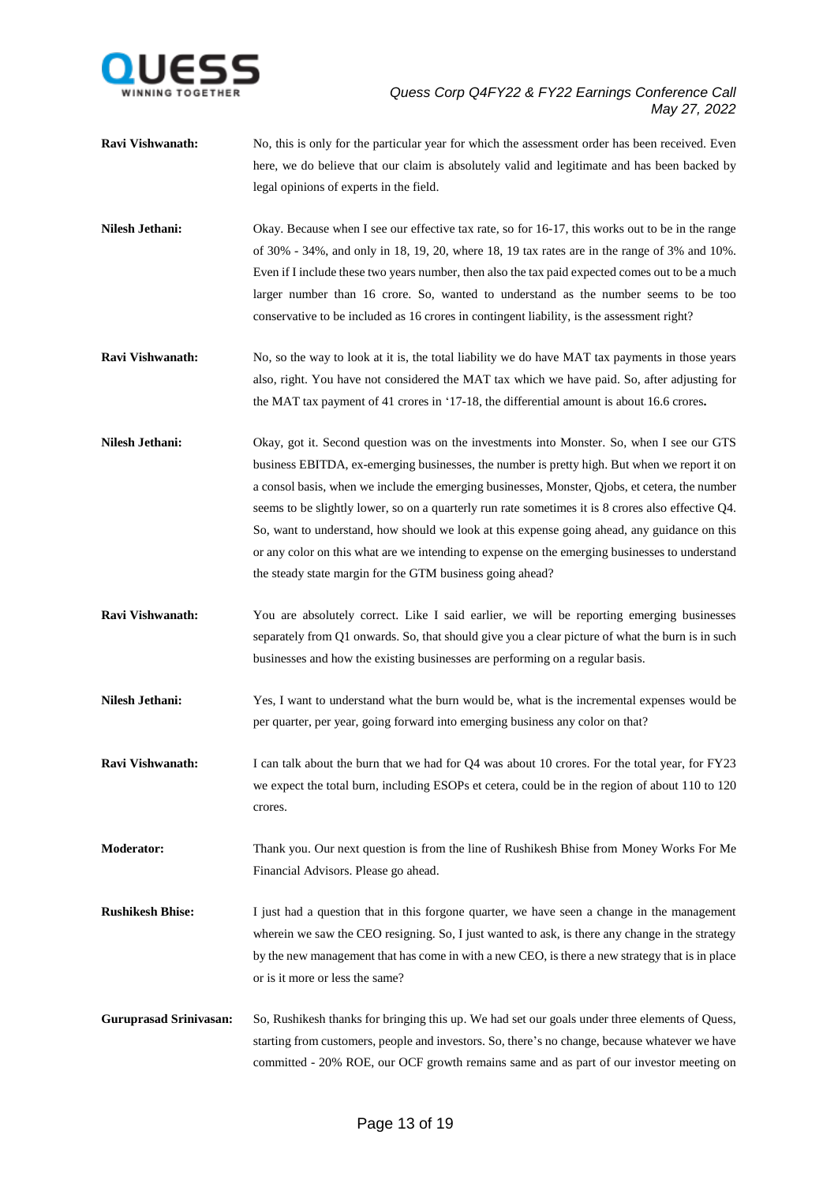**Ravi Vishwanath:** No, this is only for the particular year for which the assessment order has been received. Even here, we do believe that our claim is absolutely valid and legitimate and has been backed by legal opinions of experts in the field.

**Nilesh Jethani:** Okay. Because when I see our effective tax rate, so for 16-17, this works out to be in the range of 30% - 34%, and only in 18, 19, 20, where 18, 19 tax rates are in the range of 3% and 10%. Even if I include these two years number, then also the tax paid expected comes out to be a much larger number than 16 crore. So, wanted to understand as the number seems to be too conservative to be included as 16 crores in contingent liability, is the assessment right?

**Ravi Vishwanath:** No, so the way to look at it is, the total liability we do have MAT tax payments in those years also, right. You have not considered the MAT tax which we have paid. So, after adjusting for the MAT tax payment of 41 crores in '17-18, the differential amount is about 16.6 crores**.**

**Nilesh Jethani:** Okay, got it. Second question was on the investments into Monster. So, when I see our GTS business EBITDA, ex-emerging businesses, the number is pretty high. But when we report it on a consol basis, when we include the emerging businesses, Monster, Qjobs, et cetera, the number seems to be slightly lower, so on a quarterly run rate sometimes it is 8 crores also effective Q4. So, want to understand, how should we look at this expense going ahead, any guidance on this or any color on this what are we intending to expense on the emerging businesses to understand the steady state margin for the GTM business going ahead?

**Ravi Vishwanath:** You are absolutely correct. Like I said earlier, we will be reporting emerging businesses separately from Q1 onwards. So, that should give you a clear picture of what the burn is in such businesses and how the existing businesses are performing on a regular basis.

**Nilesh Jethani:** Yes, I want to understand what the burn would be, what is the incremental expenses would be per quarter, per year, going forward into emerging business any color on that?

**Ravi Vishwanath:** I can talk about the burn that we had for Q4 was about 10 crores. For the total year, for FY23 we expect the total burn, including ESOPs et cetera, could be in the region of about 110 to 120 crores.

**Moderator:** Thank you. Our next question is from the line of Rushikesh Bhise from Money Works For Me Financial Advisors. Please go ahead.

**Rushikesh Bhise:** I just had a question that in this forgone quarter, we have seen a change in the management wherein we saw the CEO resigning. So, I just wanted to ask, is there any change in the strategy by the new management that has come in with a new CEO, is there a new strategy that is in place or is it more or less the same?

**Guruprasad Srinivasan:** So, Rushikesh thanks for bringing this up. We had set our goals under three elements of Quess, starting from customers, people and investors. So, there's no change, because whatever we have committed - 20% ROE, our OCF growth remains same and as part of our investor meeting on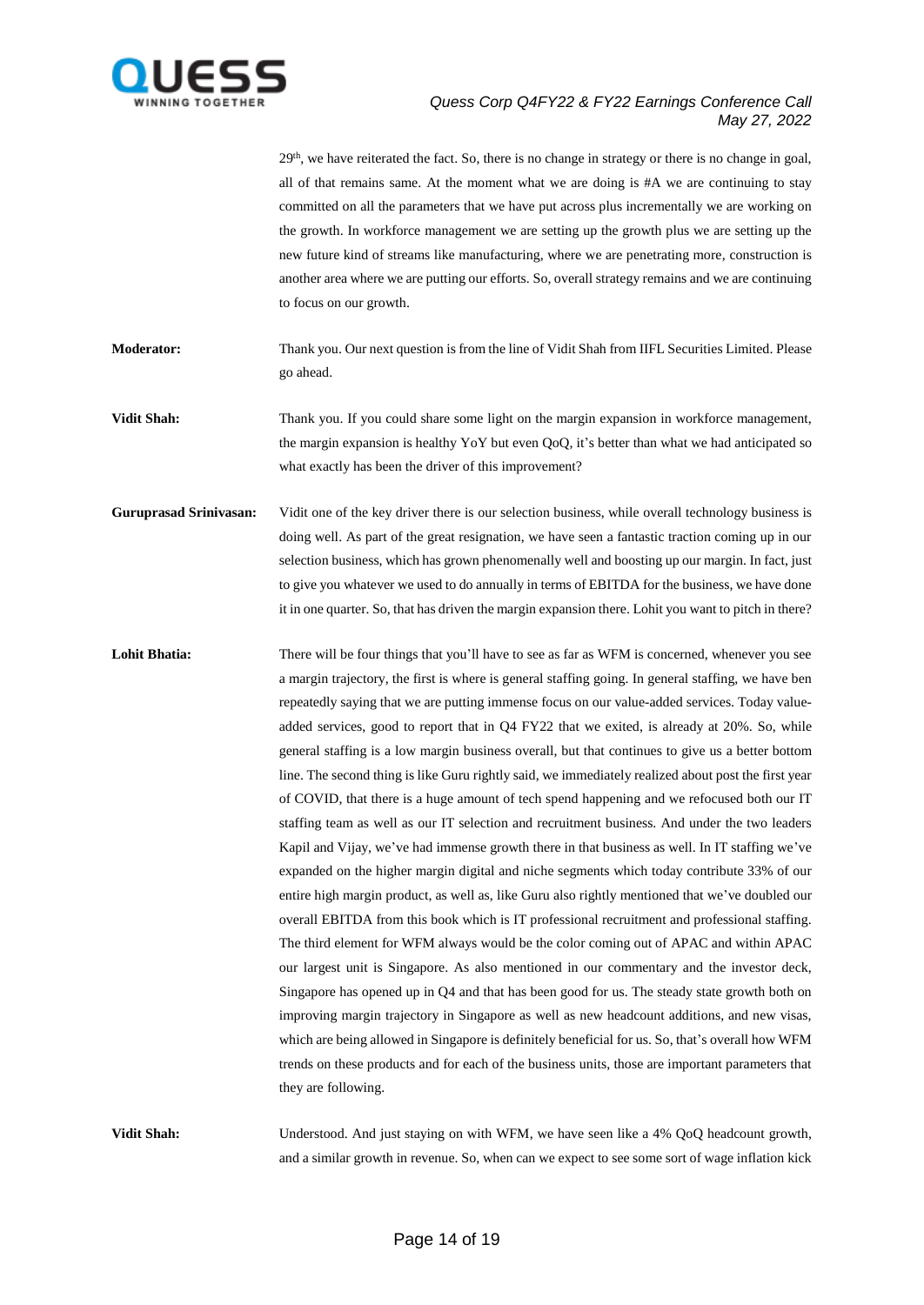29th, we have reiterated the fact. So, there is no change in strategy or there is no change in goal, all of that remains same. At the moment what we are doing is #A we are continuing to stay committed on all the parameters that we have put across plus incrementally we are working on the growth. In workforce management we are setting up the growth plus we are setting up the new future kind of streams like manufacturing, where we are penetrating more, construction is another area where we are putting our efforts. So, overall strategy remains and we are continuing to focus on our growth.

**Moderator:** Thank you. Our next question is from the line of Vidit Shah from IIFL Securities Limited. Please go ahead.

**Vidit Shah:** Thank you. If you could share some light on the margin expansion in workforce management, the margin expansion is healthy YoY but even QoQ, it's better than what we had anticipated so what exactly has been the driver of this improvement?

**Guruprasad Srinivasan:** Vidit one of the key driver there is our selection business, while overall technology business is doing well. As part of the great resignation, we have seen a fantastic traction coming up in our selection business, which has grown phenomenally well and boosting up our margin. In fact, just to give you whatever we used to do annually in terms of EBITDA for the business, we have done it in one quarter. So, that has driven the margin expansion there. Lohit you want to pitch in there?

**Lohit Bhatia:** There will be four things that you'll have to see as far as WFM is concerned, whenever you see a margin trajectory, the first is where is general staffing going. In general staffing, we have ben repeatedly saying that we are putting immense focus on our value-added services. Today value-added services, good to report that in Q4 FY22 that we exited, is already at 20%. So, while general staffing is a low margin business overall, but that continues to give us a better bottom line. The second thing is like Guru rightly said, we immediately realized about post the first year of COVID, that there is a huge amount of tech spend happening and we refocused both our IT staffing team as well as our IT selection and recruitment business. And under the two leaders Kapil and Vijay, we've had immense growth there in that business as well. In IT staffing we've expanded on the higher margin digital and niche segments which today contribute 33% of our entire high margin product, as well as, like Guru also rightly mentioned that we've doubled our overall EBITDA from this book which is IT professional recruitment and professional staffing. The third element for WFM always would be the color coming out of APAC and within APAC our largest unit is Singapore. As also mentioned in our commentary and the investor deck, Singapore has opened up in Q4 and that has been good for us. The steady state growth both on improving margin trajectory in Singapore as well as new headcount additions, and new visas, which are being allowed in Singapore is definitely beneficial for us. So, that's overall how WFM trends on these products and for each of the business units, those are important parameters that they are following.

**Vidit Shah:** Understood. And just staying on with WFM, we have seen like a 4% QoQ headcount growth, and a similar growth in revenue. So, when can we expect to see some sort of wage inflation kick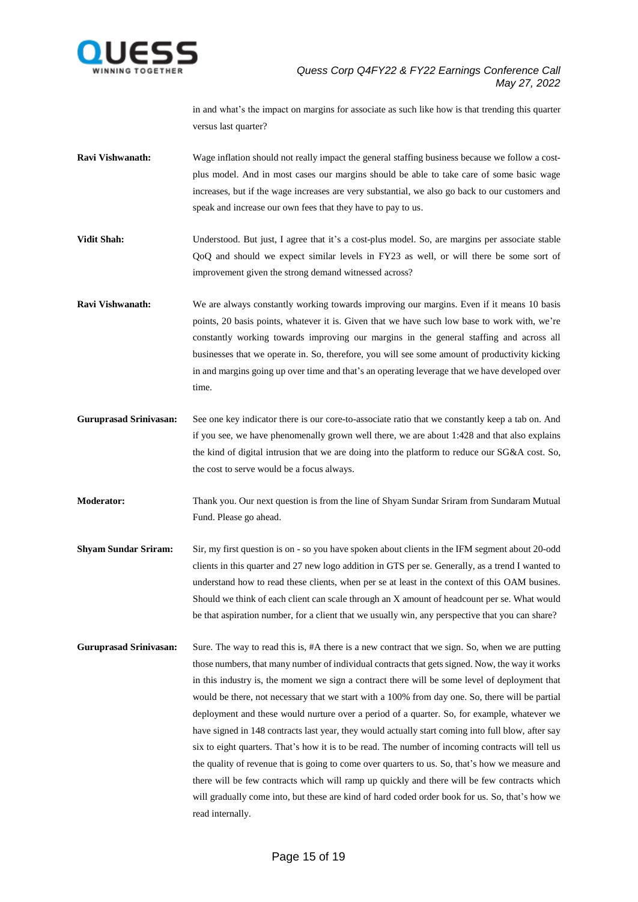in and what's the impact on margins for associate as such like how is that trending this quarter versus last quarter?

**Ravi Vishwanath:** Wage inflation should not really impact the general staffing business because we follow a cost-plus model. And in most cases our margins should be able to take care of some basic wage increases, but if the wage increases are very substantial, we also go back to our customers and speak and increase our own fees that they have to pay to us.

**Vidit Shah:** Understood. But just, I agree that it's a cost-plus model. So, are margins per associate stable QoQ and should we expect similar levels in FY23 as well, or will there be some sort of improvement given the strong demand witnessed across?

**Ravi Vishwanath:** We are always constantly working towards improving our margins. Even if it means 10 basis points, 20 basis points, whatever it is. Given that we have such low base to work with, we're constantly working towards improving our margins in the general staffing and across all businesses that we operate in. So, therefore, you will see some amount of productivity kicking in and margins going up over time and that's an operating leverage that we have developed over time.

**Guruprasad Srinivasan:** See one key indicator there is our core-to-associate ratio that we constantly keep a tab on. And if you see, we have phenomenally grown well there, we are about 1:428 and that also explains the kind of digital intrusion that we are doing into the platform to reduce our SG&A cost. So, the cost to serve would be a focus always.

**Moderator:** Thank you. Our next question is from the line of Shyam Sundar Sriram from Sundaram Mutual Fund. Please go ahead.

**Shyam Sundar Sriram:** Sir, my first question is on - so you have spoken about clients in the IFM segment about 20-odd clients in this quarter and 27 new logo addition in GTS per se. Generally, as a trend I wanted to understand how to read these clients, when per se at least in the context of this OAM busines. Should we think of each client can scale through an X amount of headcount per se. What would be that aspiration number, for a client that we usually win, any perspective that you can share?

**Guruprasad Srinivasan:** Sure. The way to read this is, #A there is a new contract that we sign. So, when we are putting those numbers, that many number of individual contracts that gets signed. Now, the way it works in this industry is, the moment we sign a contract there will be some level of deployment that would be there, not necessary that we start with a 100% from day one. So, there will be partial deployment and these would nurture over a period of a quarter. So, for example, whatever we have signed in 148 contracts last year, they would actually start coming into full blow, after say six to eight quarters. That's how it is to be read. The number of incoming contracts will tell us the quality of revenue that is going to come over quarters to us. So, that's how we measure and there will be few contracts which will ramp up quickly and there will be few contracts which will gradually come into, but these are kind of hard coded order book for us. So, that's how we read internally.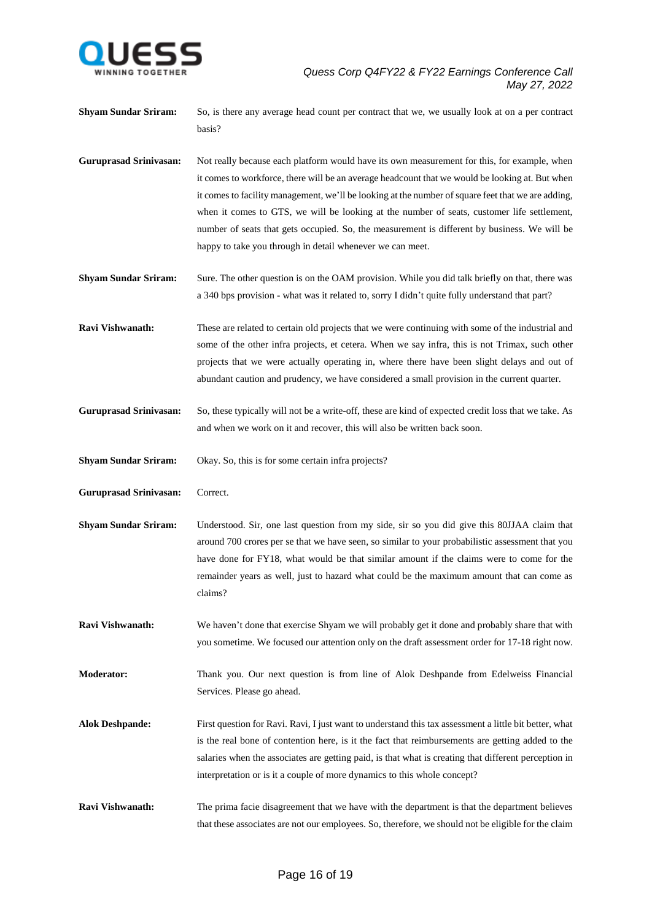**Shyam Sundar Sriram:** So, is there any average head count per contract that we, we usually look at on a per contract basis?

**Guruprasad Srinivasan:** Not really because each platform would have its own measurement for this, for example, when it comes to workforce, there will be an average headcount that we would be looking at. But when it comes to facility management, we'll be looking at the number of square feet that we are adding, when it comes to GTS, we will be looking at the number of seats, customer life settlement, number of seats that gets occupied. So, the measurement is different by business. We will be happy to take you through in detail whenever we can meet.

**Shyam Sundar Sriram:** Sure. The other question is on the OAM provision. While you did talk briefly on that, there was a 340 bps provision - what was it related to, sorry I didn't quite fully understand that part?

**Ravi Vishwanath:** These are related to certain old projects that we were continuing with some of the industrial and some of the other infra projects, et cetera. When we say infra, this is not Trimax, such other projects that we were actually operating in, where there have been slight delays and out of abundant caution and prudency, we have considered a small provision in the current quarter.

**Guruprasad Srinivasan:** So, these typically will not be a write-off, these are kind of expected credit loss that we take. As and when we work on it and recover, this will also be written back soon.

**Shyam Sundar Sriram:** Okay. So, this is for some certain infra projects?

**Guruprasad Srinivasan:** Correct.

**Shyam Sundar Sriram:** Understood. Sir, one last question from my side, sir so you did give this 80JJAA claim that around 700 crores per se that we have seen, so similar to your probabilistic assessment that you have done for FY18, what would be that similar amount if the claims were to come for the remainder years as well, just to hazard what could be the maximum amount that can come as claims?

**Ravi Vishwanath:** We haven't done that exercise Shyam we will probably get it done and probably share that with you sometime. We focused our attention only on the draft assessment order for 17-18 right now.

**Moderator:** Thank you. Our next question is from line of Alok Deshpande from Edelweiss Financial Services. Please go ahead.

**Alok Deshpande:** First question for Ravi. Ravi, I just want to understand this tax assessment a little bit better, what is the real bone of contention here, is it the fact that reimbursements are getting added to the salaries when the associates are getting paid, is that what is creating that different perception in interpretation or is it a couple of more dynamics to this whole concept?

**Ravi Vishwanath:** The prima facie disagreement that we have with the department is that the department believes that these associates are not our employees. So, therefore, we should not be eligible for the claim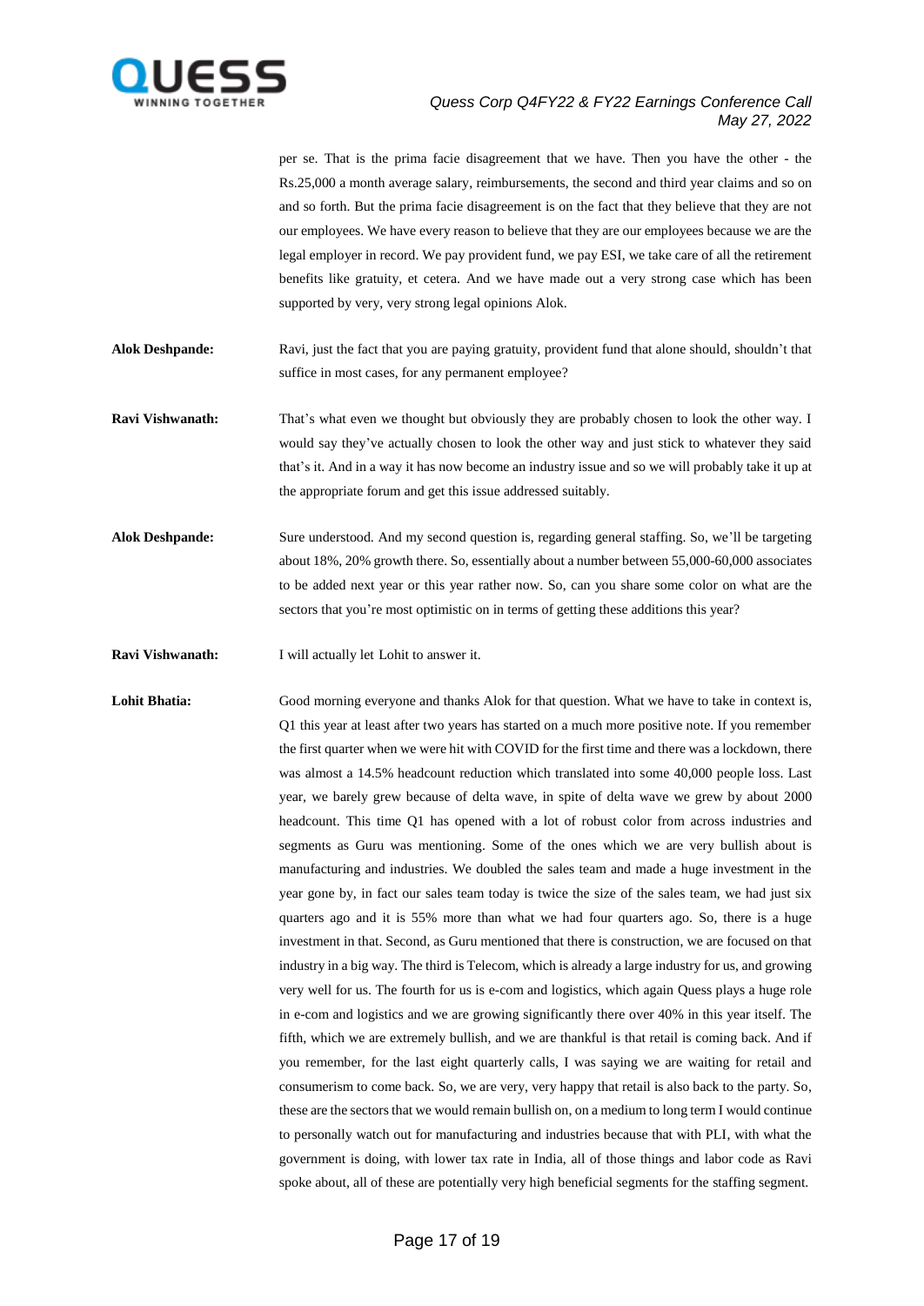per se. That is the prima facie disagreement that we have. Then you have the other - the Rs.25,000 a month average salary, reimbursements, the second and third year claims and so on and so forth. But the prima facie disagreement is on the fact that they believe that they are not our employees. We have every reason to believe that they are our employees because we are the legal employer in record. We pay provident fund, we pay ESI, we take care of all the retirement benefits like gratuity, et cetera. And we have made out a very strong case which has been supported by very, very strong legal opinions Alok.

**Alok Deshpande:** Ravi, just the fact that you are paying gratuity, provident fund that alone should, shouldn't that suffice in most cases, for any permanent employee?

**Ravi Vishwanath:** That's what even we thought but obviously they are probably chosen to look the other way. I would say they've actually chosen to look the other way and just stick to whatever they said that's it. And in a way it has now become an industry issue and so we will probably take it up at the appropriate forum and get this issue addressed suitably.

**Alok Deshpande:** Sure understood. And my second question is, regarding general staffing. So, we'll be targeting about 18%, 20% growth there. So, essentially about a number between 55,000-60,000 associates to be added next year or this year rather now. So, can you share some color on what are the sectors that you're most optimistic on in terms of getting these additions this year?

**Ravi Vishwanath:** I will actually let Lohit to answer it.

**Lohit Bhatia:** Good morning everyone and thanks Alok for that question. What we have to take in context is, Q1 this year at least after two years has started on a much more positive note. If you remember the first quarter when we were hit with COVID for the first time and there was a lockdown, there was almost a 14.5% headcount reduction which translated into some 40,000 people loss. Last year, we barely grew because of delta wave, in spite of delta wave we grew by about 2000 headcount. This time Q1 has opened with a lot of robust color from across industries and segments as Guru was mentioning. Some of the ones which we are very bullish about is manufacturing and industries. We doubled the sales team and made a huge investment in the year gone by, in fact our sales team today is twice the size of the sales team, we had just six quarters ago and it is 55% more than what we had four quarters ago. So, there is a huge investment in that. Second, as Guru mentioned that there is construction, we are focused on that industry in a big way. The third is Telecom, which is already a large industry for us, and growing very well for us. The fourth for us is e-com and logistics, which again Quess plays a huge role in e-com and logistics and we are growing significantly there over 40% in this year itself. The fifth, which we are extremely bullish, and we are thankful is that retail is coming back. And if you remember, for the last eight quarterly calls, I was saying we are waiting for retail and consumerism to come back. So, we are very, very happy that retail is also back to the party. So, these are the sectors that we would remain bullish on, on a medium to long term I would continue to personally watch out for manufacturing and industries because that with PLI, with what the government is doing, with lower tax rate in India, all of those things and labor code as Ravi spoke about, all of these are potentially very high beneficial segments for the staffing segment.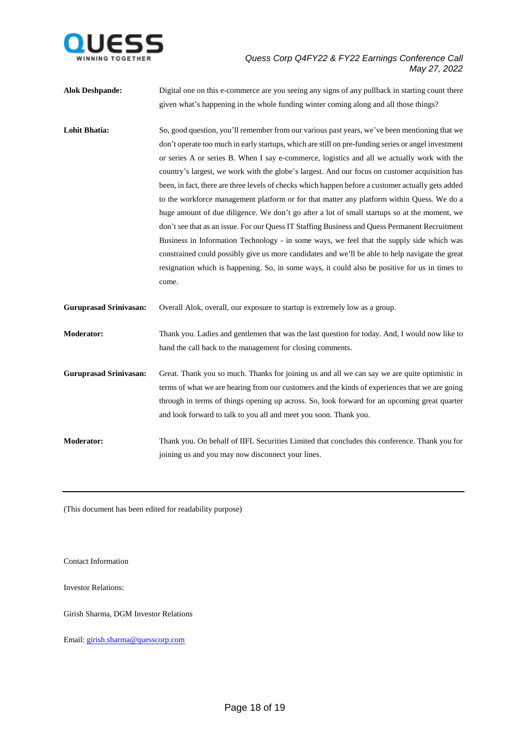**Alok Deshpande:** Digital one on this e-commerce are you seeing any signs of any pullback in starting count there given what's happening in the whole funding winter coming along and all those things?

**Lohit Bhatia:** So, good question, you'll remember from our various past years, we've been mentioning that we don't operate too much in early startups, which are still on pre-funding series or angel investment or series A or series B. When I say e-commerce, logistics and all we actually work with the country's largest, we work with the globe's largest. And our focus on customer acquisition has been, in fact, there are three levels of checks which happen before a customer actually gets added to the workforce management platform or for that matter any platform within Quess. We do a huge amount of due diligence. We don't go after a lot of small startups so at the moment, we don't see that as an issue. For our Quess IT Staffing Business and Quess Permanent Recruitment Business in Information Technology - in some ways, we feel that the supply side which was constrained could possibly give us more candidates and we'll be able to help navigate the great resignation which is happening. So, in some ways, it could also be positive for us in times to come.

**Guruprasad Srinivasan:** Overall Alok, overall, our exposure to startup is extremely low as a group.

**Moderator:** Thank you. Ladies and gentlemen that was the last question for today. And, I would now like to hand the call back to the management for closing comments.

**Guruprasad Srinivasan:** Great. Thank you so much. Thanks for joining us and all we can say we are quite optimistic in terms of what we are hearing from our customers and the kinds of experiences that we are going through in terms of things opening up across. So, look forward for an upcoming great quarter and look forward to talk to you all and meet you soon. Thank you.

**Moderator:** Thank you. On behalf of IIFL Securities Limited that concludes this conference. Thank you for joining us and you may now disconnect your lines.

---

(This document has been edited for readability purpose)

Contact Information

Investor Relations:

Girish Sharma, DGM Investor Relations

Email: girish.sharma@quesscorp.com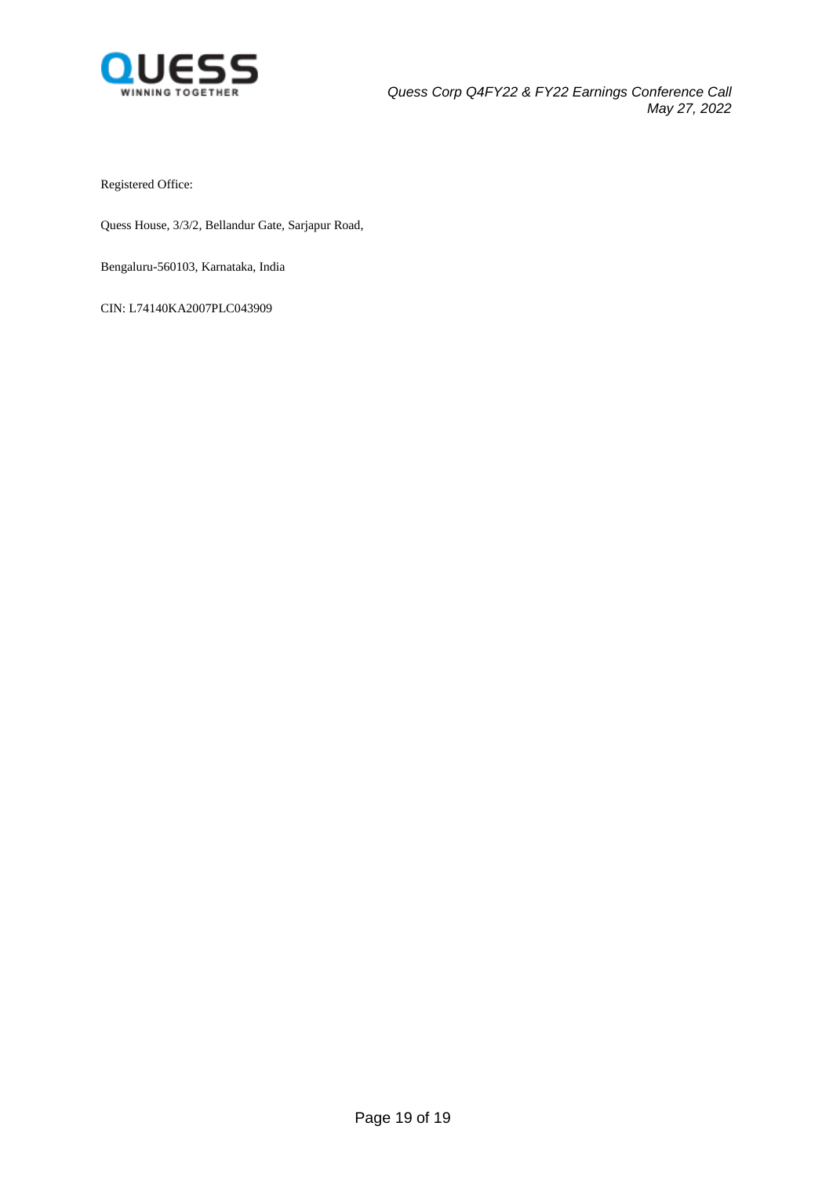Registered Office:

Quess House, 3/3/2, Bellandur Gate, Sarjapur Road,

Bengaluru-560103, Karnataka, India

CIN: L74140KA2007PLC043909